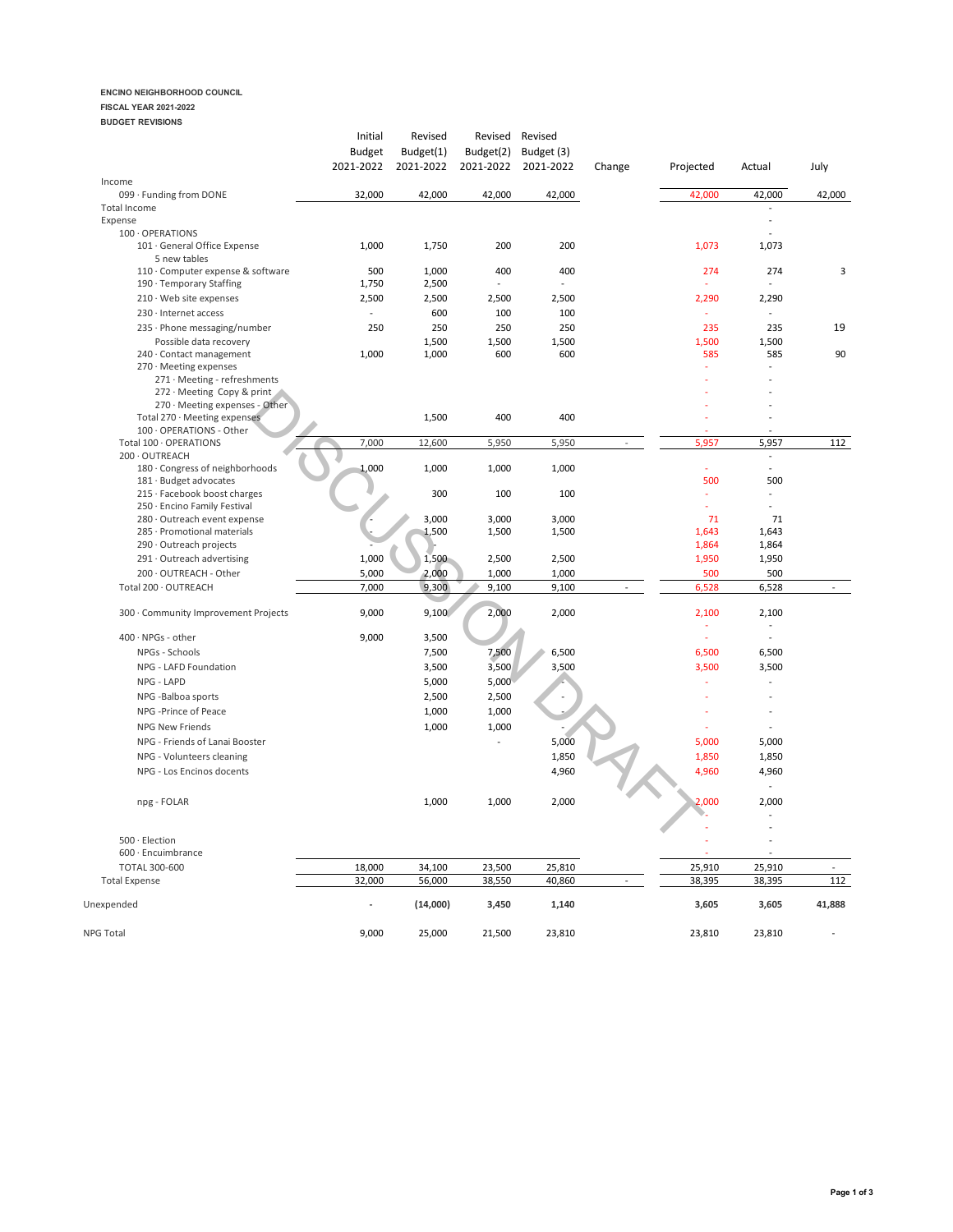**ENCINO NEIGHBORHOOD COUNCIL**

**FISCAL YEAR 2021-2022**

**BUDGET REVISIONS**

DISCUSSION DRAFT

| | Initial Budget 2021-2022 | Revised Budget(1) 2021-2022 | Revised Budget(2) 2021-2022 | Revised Budget (3) 2021-2022 | Change | Projected | Actual | July |
|---|---|---|---|---|---|---|---|---|
| Income | | | | | | | | |
| 099 · Funding from DONE | 32,000 | 42,000 | 42,000 | 42,000 | | 42,000 | 42,000 | 42,000 |
| Total Income | | | | | | | - | |
| Expense | | | | | | | - | |
| 100 · OPERATIONS | | | | | | | - | |
| 101 · General Office Expense | 1,000 | 1,750 | 200 | 200 | | 1,073 | 1,073 | |
| 5 new tables | | | | | | | | |
| 110 · Computer expense & software | 500 | 1,000 | 400 | 400 | | 274 | 274 | 3 |
| 190 · Temporary Staffing | 1,750 | 2,500 | - | - | | - | - | |
| 210 · Web site expenses | 2,500 | 2,500 | 2,500 | 2,500 | | 2,290 | 2,290 | |
| 230 · Internet access | - | 600 | 100 | 100 | | - | - | |
| 235 · Phone messaging/number | 250 | 250 | 250 | 250 | | 235 | 235 | 19 |
| Possible data recovery | | 1,500 | 1,500 | 1,500 | | 1,500 | 1,500 | |
| 240 · Contact management | 1,000 | 1,000 | 600 | 600 | | 585 | 585 | 90 |
| 270 · Meeting expenses | | | | | | - | - | |
| 271 · Meeting - refreshments | | | | | | - | - | |
| 272 · Meeting Copy & print | | | | | | - | - | |
| 270 · Meeting expenses - Other | | | | | | - | - | |
| Total 270 · Meeting expenses | | 1,500 | 400 | 400 | | - | - | |
| 100 · OPERATIONS - Other | | | | | | - | - | |
| Total 100 · OPERATIONS | 7,000 | 12,600 | 5,950 | 5,950 | - | 5,957 | 5,957 | 112 |
| 200 · OUTREACH | | | | | | | - | |
| 180 · Congress of neighborhoods | 1,000 | 1,000 | 1,000 | 1,000 | | - | - | |
| 181 · Budget advocates | | | | | | 500 | 500 | |
| 215 · Facebook boost charges | | 300 | 100 | 100 | | - | - | |
| 250 · Encino Family Festival | | | | | | - | - | |
| 280 · Outreach event expense | - | 3,000 | 3,000 | 3,000 | | 71 | 71 | |
| 285 · Promotional materials | - | 1,500 | 1,500 | 1,500 | | 1,643 | 1,643 | |
| 290 · Outreach projects | - | - | | | | 1,864 | 1,864 | |
| 291 · Outreach advertising | 1,000 | 1,500 | 2,500 | 2,500 | | 1,950 | 1,950 | |
| 200 · OUTREACH - Other | 5,000 | 2,000 | 1,000 | 1,000 | | 500 | 500 | |
| Total 200 · OUTREACH | 7,000 | 9,300 | 9,100 | 9,100 | - | 6,528 | 6,528 | - |
| 300 · Community Improvement Projects | 9,000 | 9,100 | 2,000 | 2,000 | | 2,100 | 2,100 | |
| | | | | | | - | - | |
| 400 · NPGs - other | 9,000 | 3,500 | | | | - | - | |
| NPGs - Schools | | 7,500 | 7,500 | 6,500 | | 6,500 | 6,500 | |
| NPG - LAFD Foundation | | 3,500 | 3,500 | 3,500 | | 3,500 | 3,500 | |
| NPG - LAPD | | 5,000 | 5,000 | - | | - | - | |
| NPG -Balboa sports | | 2,500 | 2,500 | - | | - | - | |
| NPG -Prince of Peace | | 1,000 | 1,000 | - | | - | - | |
| NPG New Friends | | 1,000 | 1,000 | - | | - | - | |
| NPG - Friends of Lanai Booster | | | - | 5,000 | | 5,000 | 5,000 | |
| NPG - Volunteers cleaning | | | | 1,850 | | 1,850 | 1,850 | |
| NPG - Los Encinos docents | | | | 4,960 | | 4,960 | 4,960 | |
| | | | | | | | - | |
| npg - FOLAR | | 1,000 | 1,000 | 2,000 | | 2,000 | 2,000 | |
| | | | | | | - | - | |
| | | | | | | - | - | |
| 500 · Election | | | | | | - | - | |
| 600 · Encumbrance | | | | | | - | - | |
| TOTAL 300-600 | 18,000 | 34,100 | 23,500 | 25,810 | | 25,910 | 25,910 | - |
| Total Expense | 32,000 | 56,000 | 38,550 | 40,860 | - | 38,395 | 38,395 | 112 |
| Unexpended | - | **(14,000)** | **3,450** | **1,140** | | **3,605** | **3,605** | **41,888** |
| NPG Total | 9,000 | 25,000 | 21,500 | 23,810 | | 23,810 | 23,810 | - |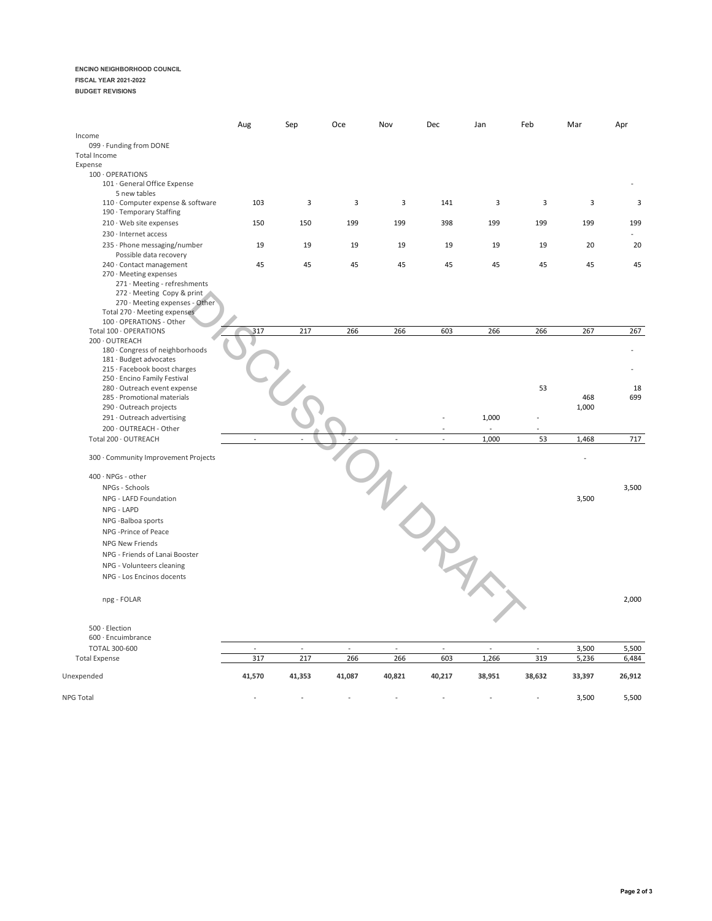**ENCINO NEIGHBORHOOD COUNCIL**
**FISCAL YEAR 2021-2022**
**BUDGET REVISIONS**

| | Aug | Sep | Oce | Nov | Dec | Jan | Feb | Mar | Apr |
|---|---|---|---|---|---|---|---|---|---|
| Income | | | | | | | | | |
| 099 · Funding from DONE | | | | | | | | | |
| Total Income | | | | | | | | | |
| Expense | | | | | | | | | |
| 100 · OPERATIONS | | | | | | | | | |
| 101 · General Office Expense | | | | | | | | | - |
| 5 new tables | | | | | | | | | |
| 110 · Computer expense & software | 103 | 3 | 3 | 3 | 141 | 3 | 3 | 3 | 3 |
| 190 · Temporary Staffing | | | | | | | | | |
| 210 · Web site expenses | 150 | 150 | 199 | 199 | 398 | 199 | 199 | 199 | 199 |
| 230 · Internet access | | | | | | | | | - |
| 235 · Phone messaging/number | 19 | 19 | 19 | 19 | 19 | 19 | 19 | 20 | 20 |
| Possible data recovery | | | | | | | | | |
| 240 · Contact management | 45 | 45 | 45 | 45 | 45 | 45 | 45 | 45 | 45 |
| 270 · Meeting expenses | | | | | | | | | |
| 271 · Meeting - refreshments | | | | | | | | | |
| 272 · Meeting Copy & print | | | | | | | | | |
| 270 · Meeting expenses - Other | | | | | | | | | |
| Total 270 · Meeting expenses | | | | | | | | | |
| 100 · OPERATIONS - Other | | | | | | | | | |
| Total 100 · OPERATIONS | 317 | 217 | 266 | 266 | 603 | 266 | 266 | 267 | 267 |
| 200 · OUTREACH | | | | | | | | | |
| 180 · Congress of neighborhoods | | | | | | | | | - |
| 181 · Budget advocates | | | | | | | | | |
| 215 · Facebook boost charges | | | | | | | | | - |
| 250 · Encino Family Festival | | | | | | | | | |
| 280 · Outreach event expense | | | | | | | 53 | | 18 |
| 285 · Promotional materials | | | | | | | | 468 | 699 |
| 290 · Outreach projects | | | | | | | | 1,000 | |
| 291 · Outreach advertising | | | | | - | 1,000 | - | | |
| 200 · OUTREACH - Other | | | | | - | - | - | | |
| Total 200 · OUTREACH | - | - | - | - | - | 1,000 | 53 | 1,468 | 717 |
| 300 · Community Improvement Projects | | | | | | | | - | |
| 400 · NPGs - other | | | | | | | | | |
| NPGs - Schools | | | | | | | | | 3,500 |
| NPG - LAFD Foundation | | | | | | | | 3,500 | |
| NPG - LAPD | | | | | | | | | |
| NPG -Balboa sports | | | | | | | | | |
| NPG -Prince of Peace | | | | | | | | | |
| NPG New Friends | | | | | | | | | |
| NPG - Friends of Lanai Booster | | | | | | | | | |
| NPG - Volunteers cleaning | | | | | | | | | |
| NPG - Los Encinos docents | | | | | | | | | |
| npg - FOLAR | | | | | | | | | 2,000 |
| 500 · Election | | | | | | | | | |
| 600 · Encuimbrance | | | | | | | | | |
| TOTAL 300-600 | - | - | - | - | - | - | - | 3,500 | 5,500 |
| Total Expense | 317 | 217 | 266 | 266 | 603 | 1,266 | 319 | 5,236 | 6,484 |
| **Unexpended** | **41,570** | **41,353** | **41,087** | **40,821** | **40,217** | **38,951** | **38,632** | **33,397** | **26,912** |
| NPG Total | - | - | - | - | - | - | - | 3,500 | 5,500 |

DISCUSSION DRAFT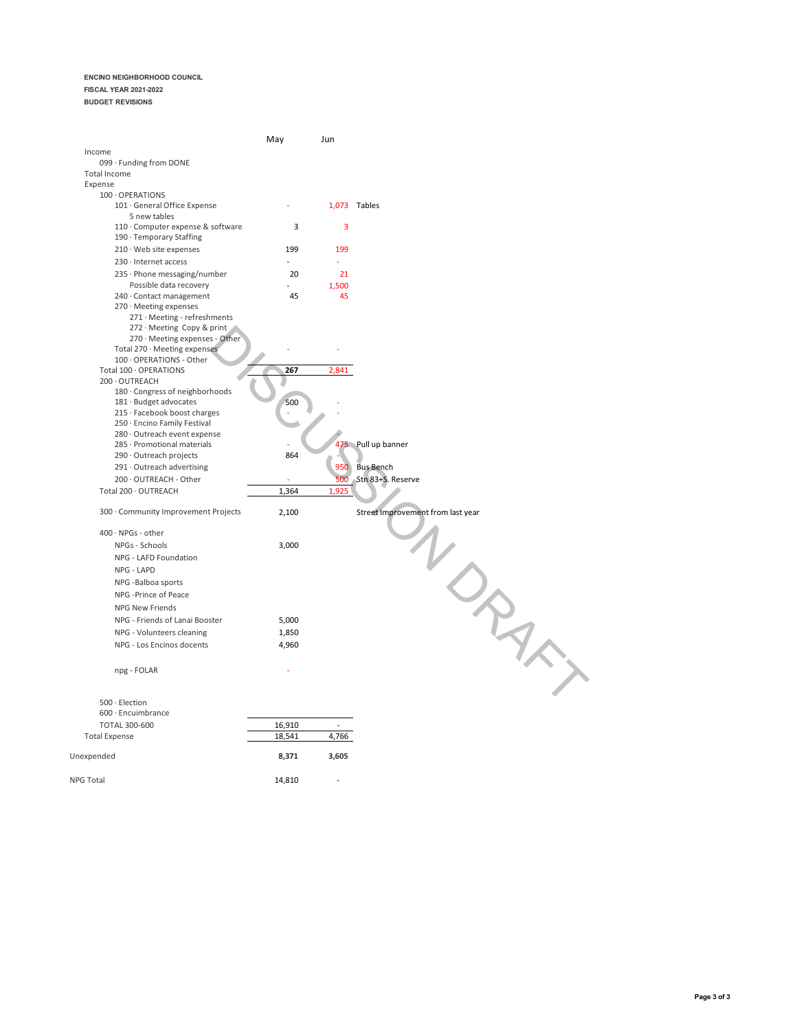**ENCINO NEIGHBORHOOD COUNCIL**
**FISCAL YEAR 2021-2022**
**BUDGET REVISIONS**

| | May | Jun | |
|---|---|---|---|
| Income | | | |
| 099 · Funding from DONE | | | |
| Total Income | | | |
| Expense | | | |
| 100 · OPERATIONS | | | |
| 101 · General Office Expense | - | 1,073 | Tables |
| 5 new tables | | | |
| 110 · Computer expense & software | 3 | 3 | |
| 190 · Temporary Staffing | | | |
| 210 · Web site expenses | 199 | 199 | |
| 230 · Internet access | - | - | |
| 235 · Phone messaging/number | 20 | 21 | |
| Possible data recovery | - | 1,500 | |
| 240 · Contact management | 45 | 45 | |
| 270 · Meeting expenses | | | |
| 271 · Meeting - refreshments | | | |
| 272 · Meeting Copy & print | | | |
| 270 · Meeting expenses - Other | | | |
| Total 270 · Meeting expenses | - | - | |
| 100 · OPERATIONS - Other | | | |
| Total 100 · OPERATIONS | **267** | 2,841 | |
| 200 · OUTREACH | | | |
| 180 · Congress of neighborhoods | | | |
| 181 · Budget advocates | 500 | - | |
| 215 · Facebook boost charges | - | - | |
| 250 · Encino Family Festival | | | |
| 280 · Outreach event expense | | - | |
| 285 · Promotional materials | - | 475 | Pull up banner |
| 290 · Outreach projects | 864 | - | |
| 291 · Outreach advertising | | 950 | Bus Bench |
| 200 · OUTREACH - Other | - | 500 | Stn 83+S. Reserve |
| Total 200 · OUTREACH | 1,364 | 1,925 | |
| 300 · Community Improvement Projects | 2,100 | | Street Improvement from last year |
| 400 · NPGs - other | | | |
| NPGs - Schools | 3,000 | | |
| NPG - LAFD Foundation | | | |
| NPG - LAPD | | | |
| NPG -Balboa sports | | | |
| NPG -Prince of Peace | | | |
| NPG New Friends | | | |
| NPG - Friends of Lanai Booster | 5,000 | | |
| NPG - Volunteers cleaning | 1,850 | | |
| NPG - Los Encinos docents | 4,960 | | |
| npg - FOLAR | - | | |
| 500 · Election | | | |
| 600 · Encuimbrance | | | |
| TOTAL 300-600 | 16,910 | - | |
| Total Expense | 18,541 | 4,766 | |
| Unexpended | **8,371** | **3,605** | |
| NPG Total | 14,810 | - | |

DISCUSSION DRAFT